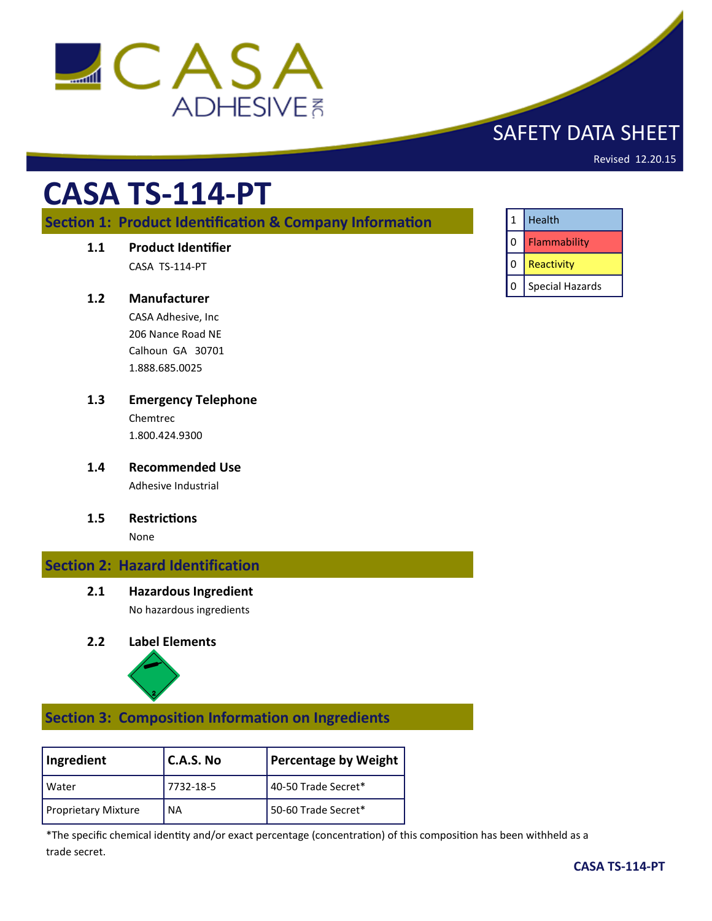SAFETY DATA SHEET

Revised 12.20.15

# CASA TS-114-PT

| | |
|---|---|
| 1 | Health |
| 0 | Flammability |
| 0 | Reactivity |
| 0 | Special Hazards |

## Section 1: Product Identification & Company Information

**1.1 Product Identifier**

CASA TS-114-PT

**1.2 Manufacturer**

CASA Adhesive, Inc
206 Nance Road NE
Calhoun GA 30701
1.888.685.0025

**1.3 Emergency Telephone**

Chemtrec
1.800.424.9300

**1.4 Recommended Use**

Adhesive Industrial

**1.5 Restrictions**

None

## Section 2: Hazard Identification

**2.1 Hazardous Ingredient**

No hazardous ingredients

**2.2 Label Elements**

## Section 3: Composition Information on Ingredients

| Ingredient | C.A.S. No | Percentage by Weight |
|---|---|---|
| Water | 7732-18-5 | 40-50 Trade Secret* |
| Proprietary Mixture | NA | 50-60 Trade Secret* |

*The specific chemical identity and/or exact percentage (concentration) of this composition has been withheld as a trade secret.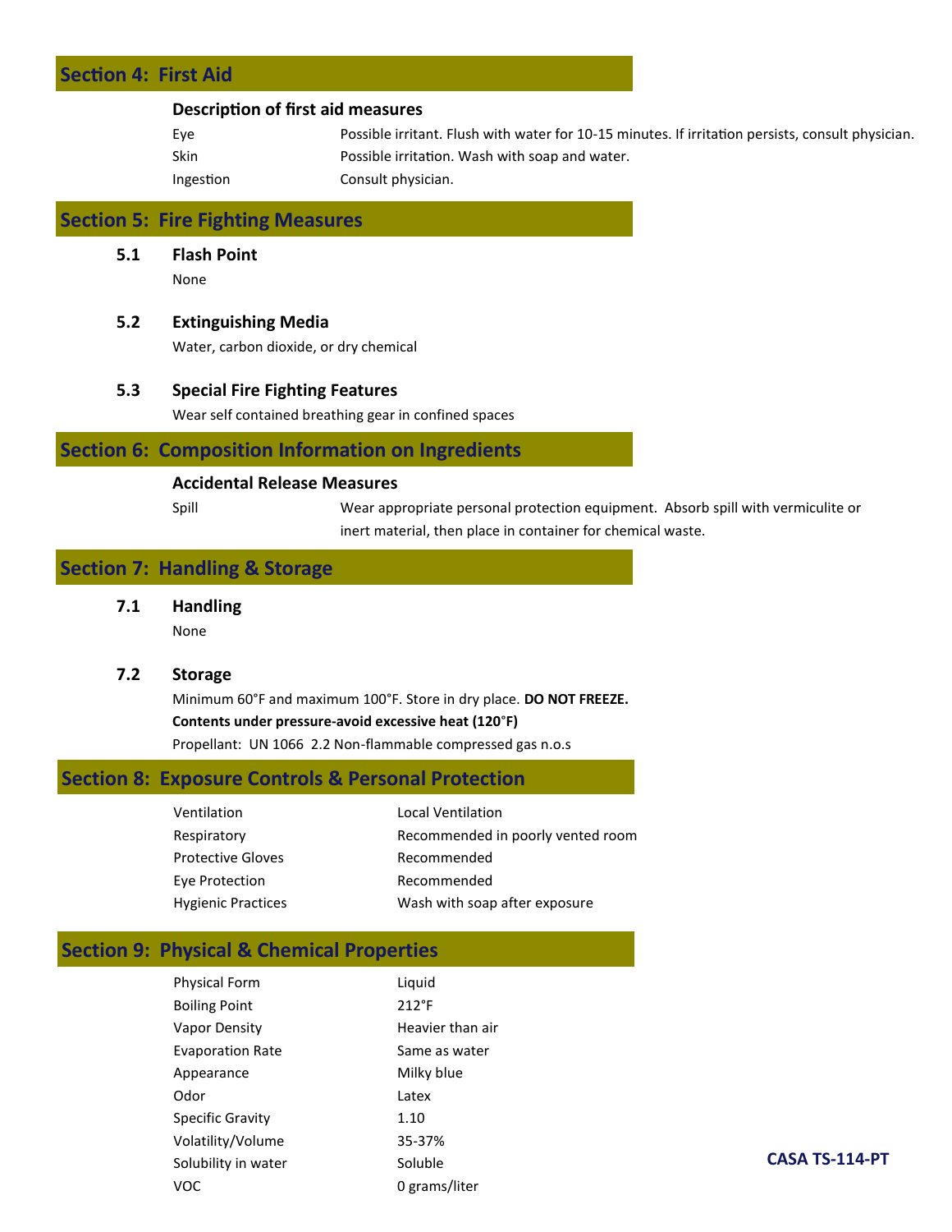## Section 4: First Aid

### Description of first aid measures

| | |
|---|---|
| Eye | Possible irritant. Flush with water for 10-15 minutes. If irritation persists, consult physician. |
| Skin | Possible irritation. Wash with soap and water. |
| Ingestion | Consult physician. |

## Section 5: Fire Fighting Measures

### 5.1 Flash Point

None

### 5.2 Extinguishing Media

Water, carbon dioxide, or dry chemical

### 5.3 Special Fire Fighting Features

Wear self contained breathing gear in confined spaces

## Section 6: Composition Information on Ingredients

### Accidental Release Measures

| | |
|---|---|
| Spill | Wear appropriate personal protection equipment. Absorb spill with vermiculite or inert material, then place in container for chemical waste. |

## Section 7: Handling & Storage

### 7.1 Handling

None

### 7.2 Storage

Minimum 60°F and maximum 100°F. Store in dry place. **DO NOT FREEZE.**

**Contents under pressure-avoid excessive heat (120°F)**

Propellant: UN 1066 2.2 Non-flammable compressed gas n.o.s

## Section 8: Exposure Controls & Personal Protection

| | |
|---|---|
| Ventilation | Local Ventilation |
| Respiratory | Recommended in poorly vented room |
| Protective Gloves | Recommended |
| Eye Protection | Recommended |
| Hygienic Practices | Wash with soap after exposure |

## Section 9: Physical & Chemical Properties

| | |
|---|---|
| Physical Form | Liquid |
| Boiling Point | 212°F |
| Vapor Density | Heavier than air |
| Evaporation Rate | Same as water |
| Appearance | Milky blue |
| Odor | Latex |
| Specific Gravity | 1.10 |
| Volatility/Volume | 35-37% |
| Solubility in water | Soluble |
| VOC | 0 grams/liter |

**CASA TS-114-PT**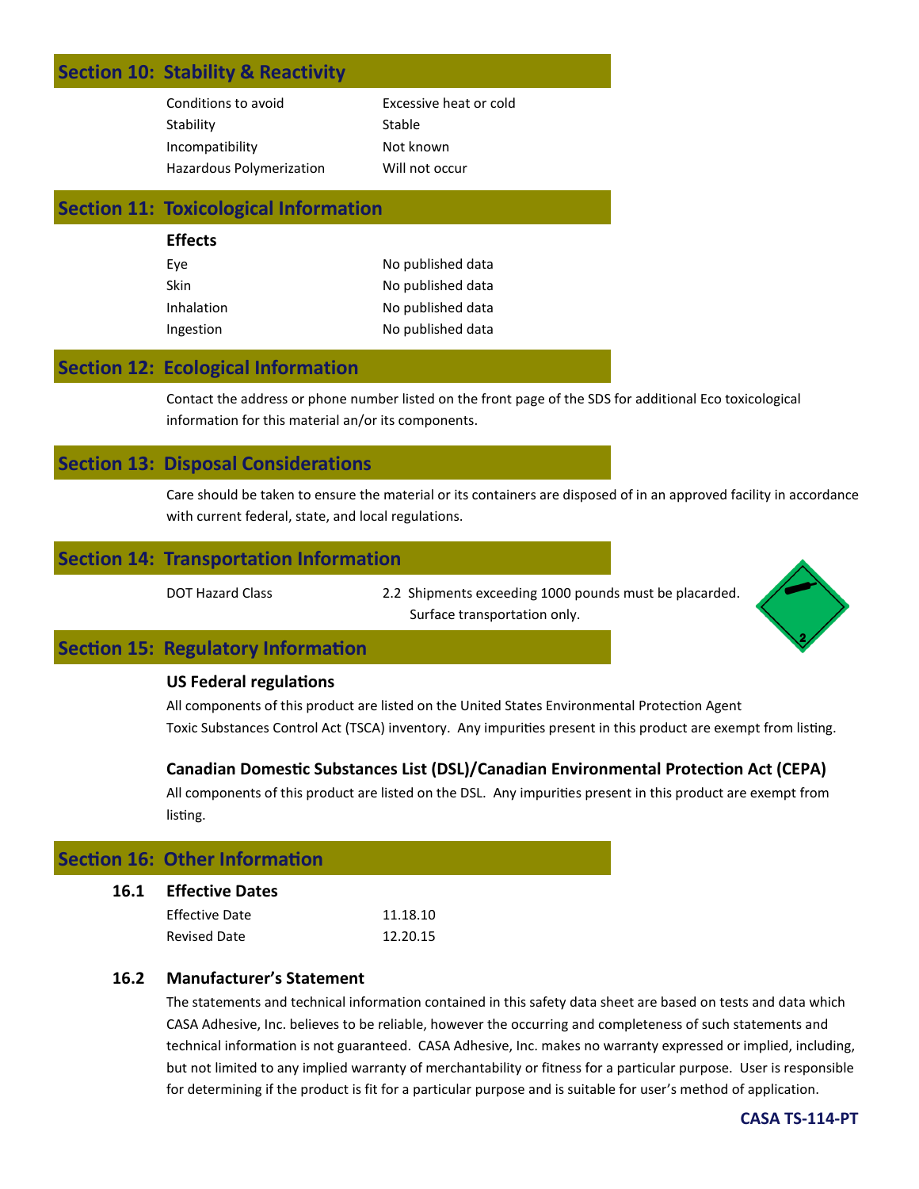## Section 10: Stability & Reactivity

| | |
|---|---|
| Conditions to avoid | Excessive heat or cold |
| Stability | Stable |
| Incompatibility | Not known |
| Hazardous Polymerization | Will not occur |

## Section 11: Toxicological Information

**Effects**

| | |
|---|---|
| Eye | No published data |
| Skin | No published data |
| Inhalation | No published data |
| Ingestion | No published data |

## Section 12: Ecological Information

Contact the address or phone number listed on the front page of the SDS for additional Eco toxicological information for this material an/or its components.

## Section 13: Disposal Considerations

Care should be taken to ensure the material or its containers are disposed of in an approved facility in accordance with current federal, state, and local regulations.

## Section 14: Transportation Information

| | |
|---|---|
| DOT Hazard Class | 2.2 Shipments exceeding 1000 pounds must be placarded. Surface transportation only. |

## Section 15: Regulatory Information

### US Federal regulations

All components of this product are listed on the United States Environmental Protection Agent Toxic Substances Control Act (TSCA) inventory. Any impurities present in this product are exempt from listing.

### Canadian Domestic Substances List (DSL)/Canadian Environmental Protection Act (CEPA)

All components of this product are listed on the DSL. Any impurities present in this product are exempt from listing.

## Section 16: Other Information

### 16.1 Effective Dates

| | |
|---|---|
| Effective Date | 11.18.10 |
| Revised Date | 12.20.15 |

### 16.2 Manufacturer's Statement

The statements and technical information contained in this safety data sheet are based on tests and data which CASA Adhesive, Inc. believes to be reliable, however the occurring and completeness of such statements and technical information is not guaranteed. CASA Adhesive, Inc. makes no warranty expressed or implied, including, but not limited to any implied warranty of merchantability or fitness for a particular purpose. User is responsible for determining if the product is fit for a particular purpose and is suitable for user's method of application.